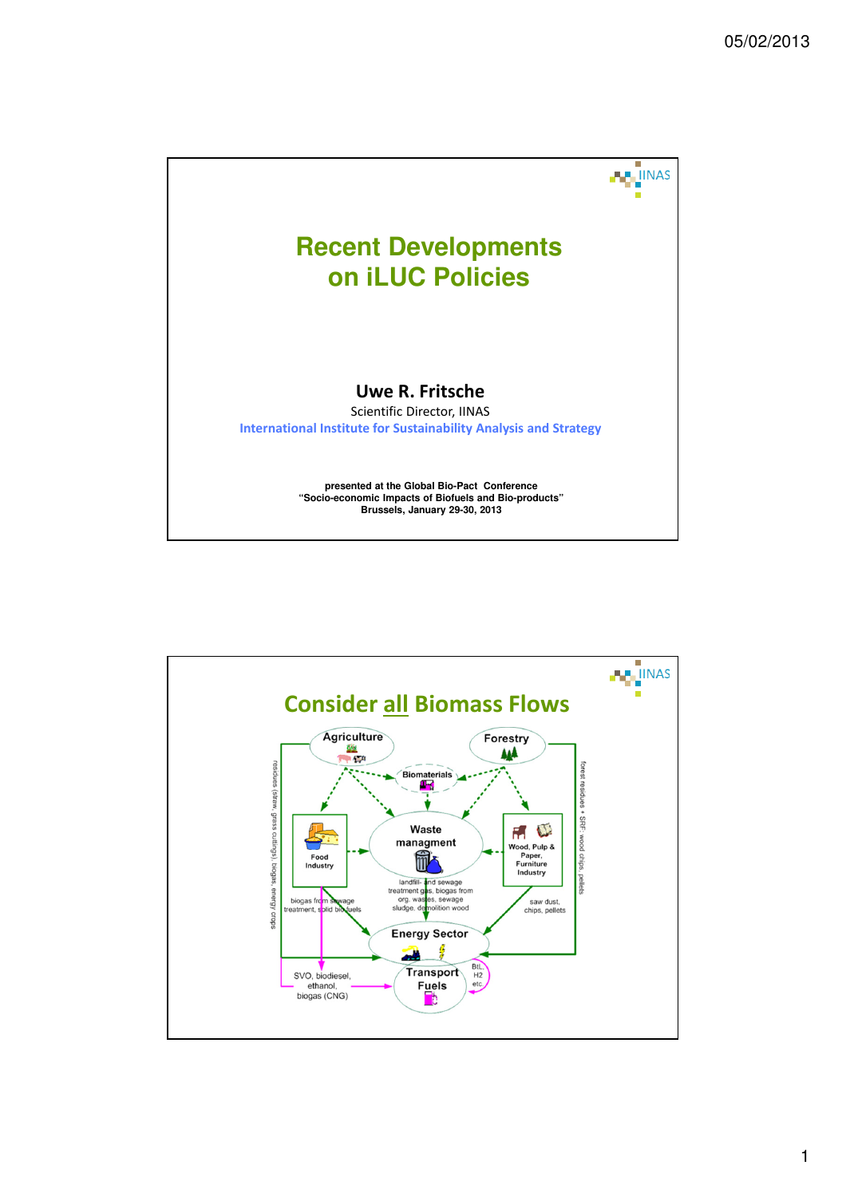# Recent Developments on iLUC Policies

**Uwe R. Fritsche**

Scientific Director, IINAS

International Institute for Sustainability Analysis and Strategy

**presented at the Global Bio-Pact Conference**
**"Socio-economic Impacts of Biofuels and Bio-products"**
**Brussels, January 29-30, 2013**

---

## Consider all Biomass Flows

Agriculture

Forestry

Biomaterials

Food Industry

Waste managment

Wood, Pulp & Paper, Furniture Industry

residues (straw, grass cuttings), biogas, energy crops

forest residues + SRF: wood chips, pellets

landfill- and sewage treatment gas, biogas from org. wastes, sewage sludge, demolition wood

biogas from sewage treatment, solid biofuels

saw dust, chips, pellets

Energy Sector

Transport Fuels

SVO, biodiesel, ethanol, biogas (CNG)

BtL, H2 etc.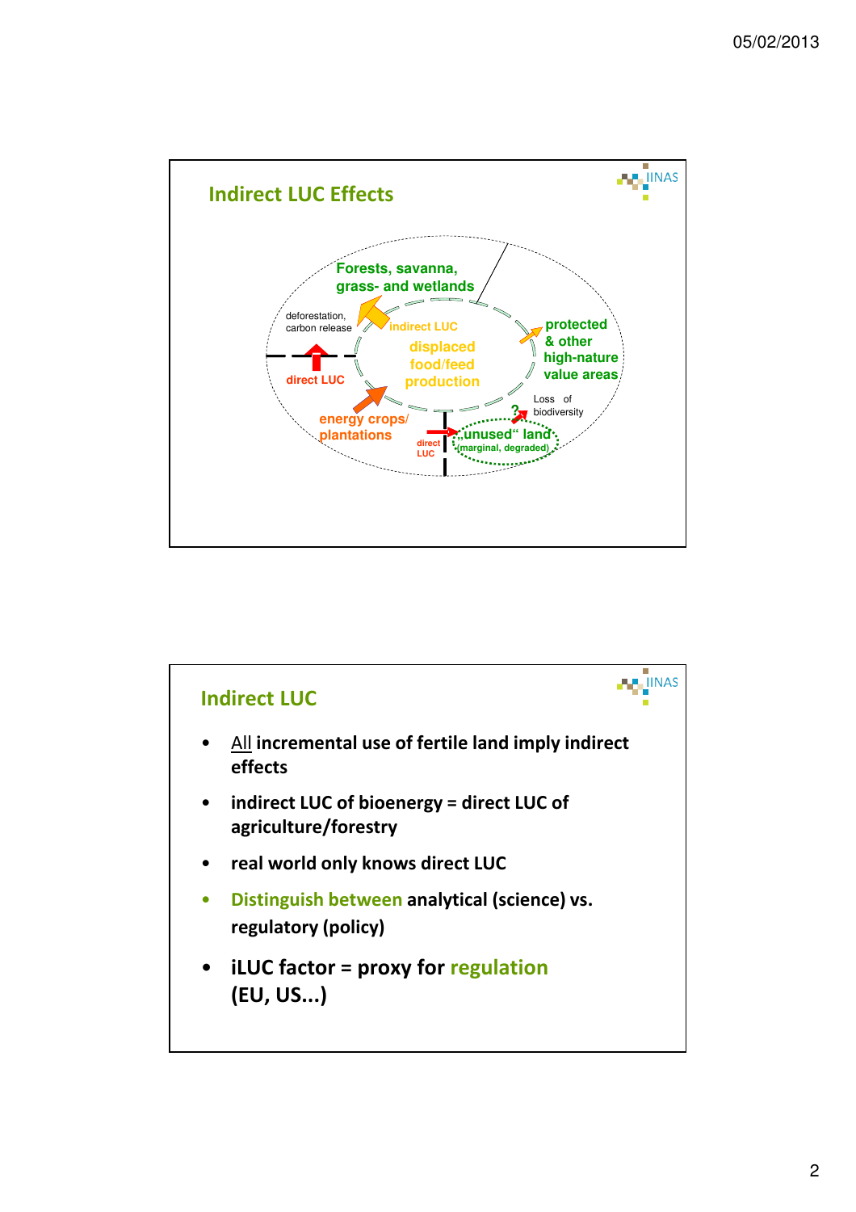## Indirect LUC Effects

Forests, savanna, grass- and wetlands

deforestation, carbon release

indirect LUC

displaced food/feed production

protected & other high-nature value areas

direct LUC

energy crops/ plantations

Loss of biodiversity

?

direct LUC

„unused" land (marginal, degraded)

## Indirect LUC

- All incremental use of fertile land imply indirect effects
- indirect LUC of bioenergy = direct LUC of agriculture/forestry
- real world only knows direct LUC
- Distinguish between analytical (science) vs. regulatory (policy)
- iLUC factor = proxy for regulation (EU, US...)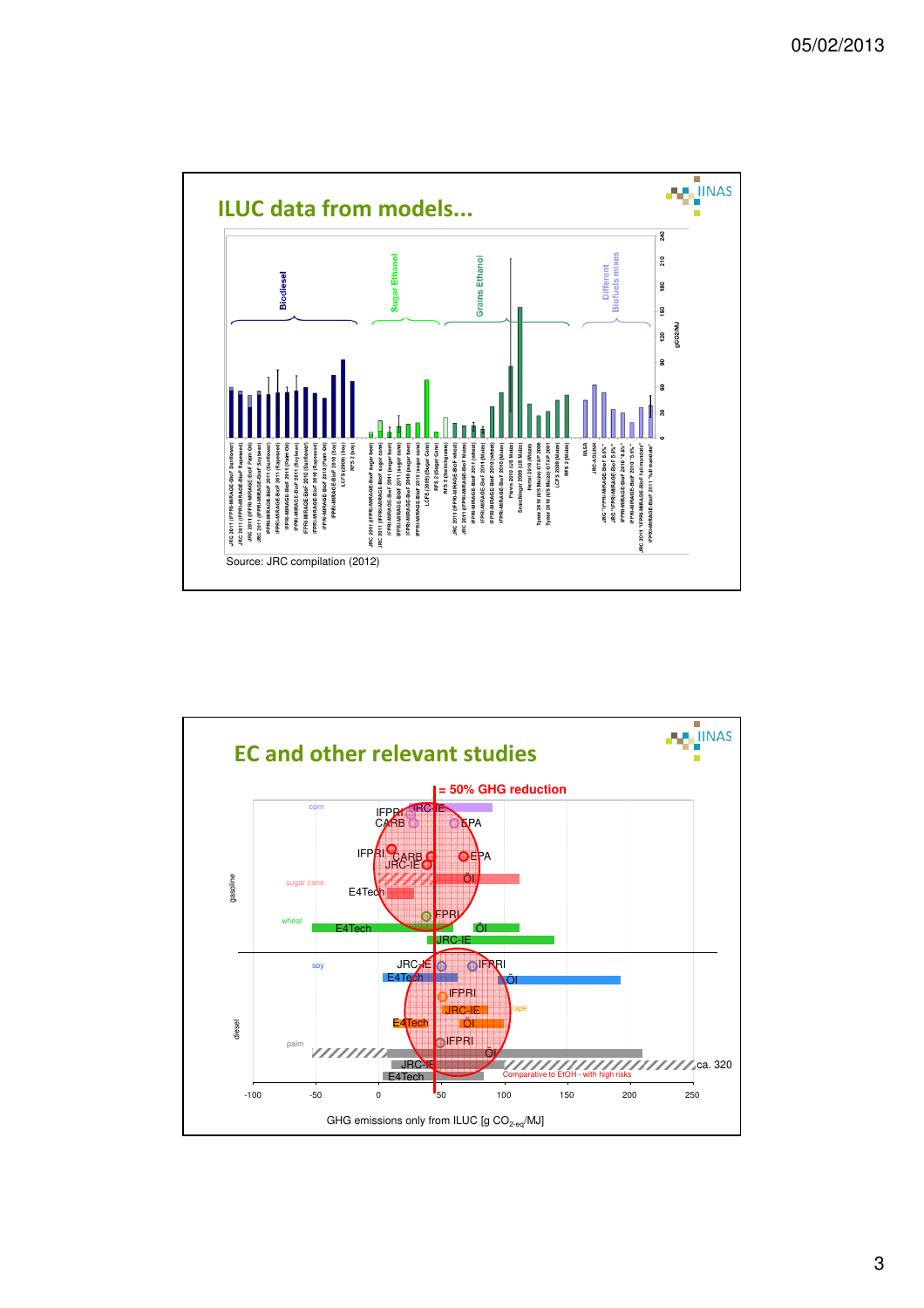## ILUC data from models...

Biodiesel | Sugar Ethanol | Grains Ethanol | Different Biofuels mixes

gCO2/MJ

Source: JRC compilation (2012)

## EC and other relevant studies

= 50% GHG reduction

GHG emissions only from ILUC [g $CO_{2\text{-eq}}$/MJ]

Comparative to EtOH - with high risks

ca. 320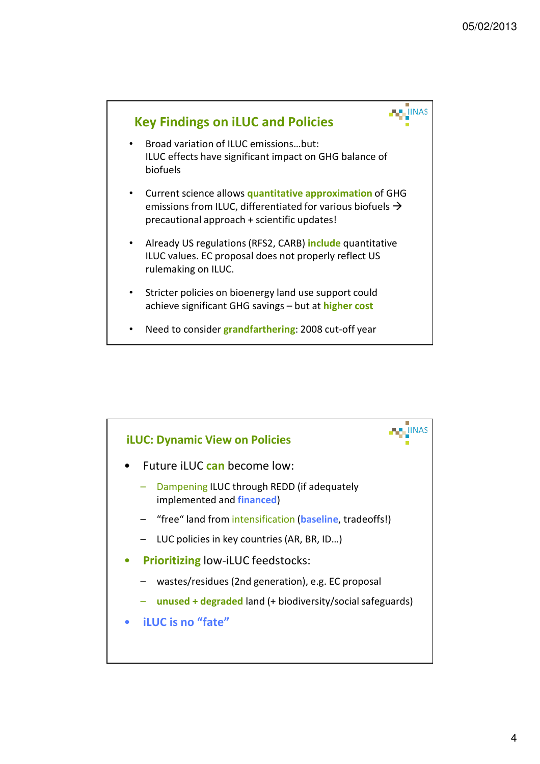## Key Findings on iLUC and Policies

- Broad variation of ILUC emissions…but:
  ILUC effects have significant impact on GHG balance of biofuels
- Current science allows **quantitative approximation** of GHG emissions from ILUC, differentiated for various biofuels → precautional approach + scientific updates!
- Already US regulations (RFS2, CARB) **include** quantitative ILUC values. EC proposal does not properly reflect US rulemaking on ILUC.
- Stricter policies on bioenergy land use support could achieve significant GHG savings – but at **higher cost**
- Need to consider **grandfarthering**: 2008 cut-off year

## iLUC: Dynamic View on Policies

- Future iLUC **can** become low:
  - Dampening ILUC through REDD (if adequately implemented and **financed**)
  - "free" land from intensification (**baseline**, tradeoffs!)
  - LUC policies in key countries (AR, BR, ID…)
- **Prioritizing** low-iLUC feedstocks:
  - wastes/residues (2nd generation), e.g. EC proposal
  - **unused + degraded** land (+ biodiversity/social safeguards)
- **iLUC is no "fate"**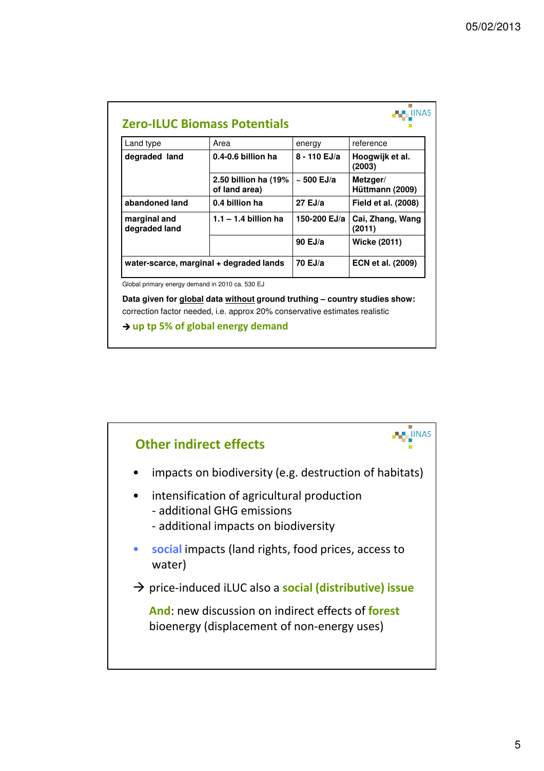## Zero-ILUC Biomass Potentials

| Land type | Area | energy | reference |
|---|---|---|---|
| **degraded land** | **0.4-0.6 billion ha** | **8 - 110 EJ/a** | **Hoogwijk et al. (2003)** |
| | **2.50 billion ha (19% of land area)** | **~ 500 EJ/a** | **Metzger/ Hüttmann (2009)** |
| **abandoned land** | **0.4 billion ha** | **27 EJ/a** | **Field et al. (2008)** |
| **marginal and degraded land** | **1.1 – 1.4 billion ha** | **150-200 EJ/a** | **Cai, Zhang, Wang (2011)** |
| | | **90 EJ/a** | **Wicke (2011)** |
| **water-scarce, marginal + degraded lands** | | **70 EJ/a** | **ECN et al. (2009)** |

Global primary energy demand in 2010 ca. 530 EJ

**Data given for global data without ground truthing – country studies show:** correction factor needed, i.e. approx 20% conservative estimates realistic

→ **up tp 5% of global energy demand**

## Other indirect effects

- impacts on biodiversity (e.g. destruction of habitats)
- intensification of agricultural production
  - additional GHG emissions
  - additional impacts on biodiversity
- social impacts (land rights, food prices, access to water)

→ price-induced iLUC also a **social (distributive) issue**

**And**: new discussion on indirect effects of **forest** bioenergy (displacement of non-energy uses)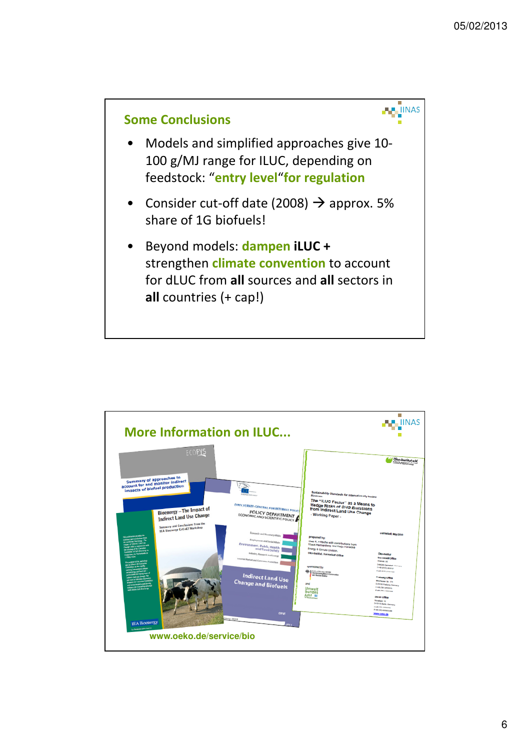## Some Conclusions

- Models and simplified approaches give 10-100 g/MJ range for ILUC, depending on feedstock: "**entry level**"**for regulation**
- Consider cut-off date (2008) → approx. 5% share of 1G biofuels!
- Beyond models: **dampen iLUC +** strengthen **climate convention** to account for dLUC from **all** sources and **all** sectors in **all** countries (+ cap!)

## More Information on ILUC...

www.oeko.de/service/bio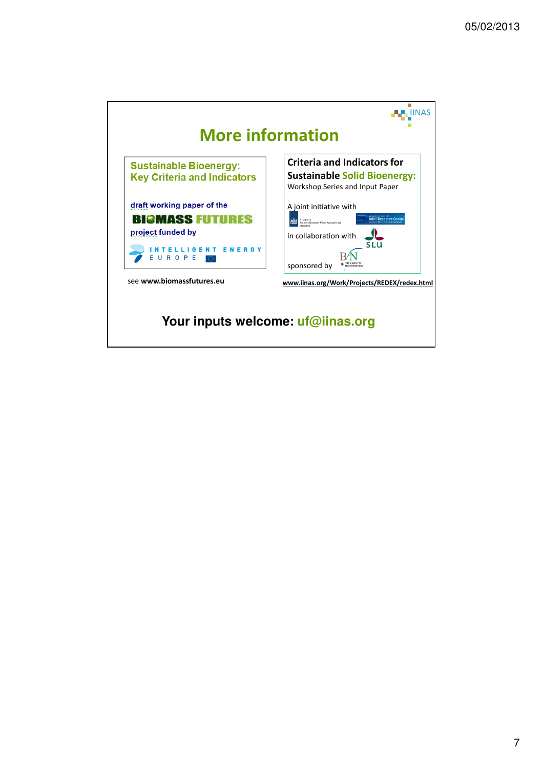# More information

**Sustainable Bioenergy: Key Criteria and Indicators**

draft working paper of the

BIOMASS FUTURES

project funded by

INTELLIGENT ENERGY EUROPE

see **www.biomassfutures.eu**

**Criteria and Indicators for Sustainable Solid Bioenergy:**

Workshop Series and Input Paper

A joint initiative with

in collaboration with SLU

sponsored by

**www.iinas.org/Work/Projects/REDEX/redex.html**

**Your inputs welcome: uf@iinas.org**